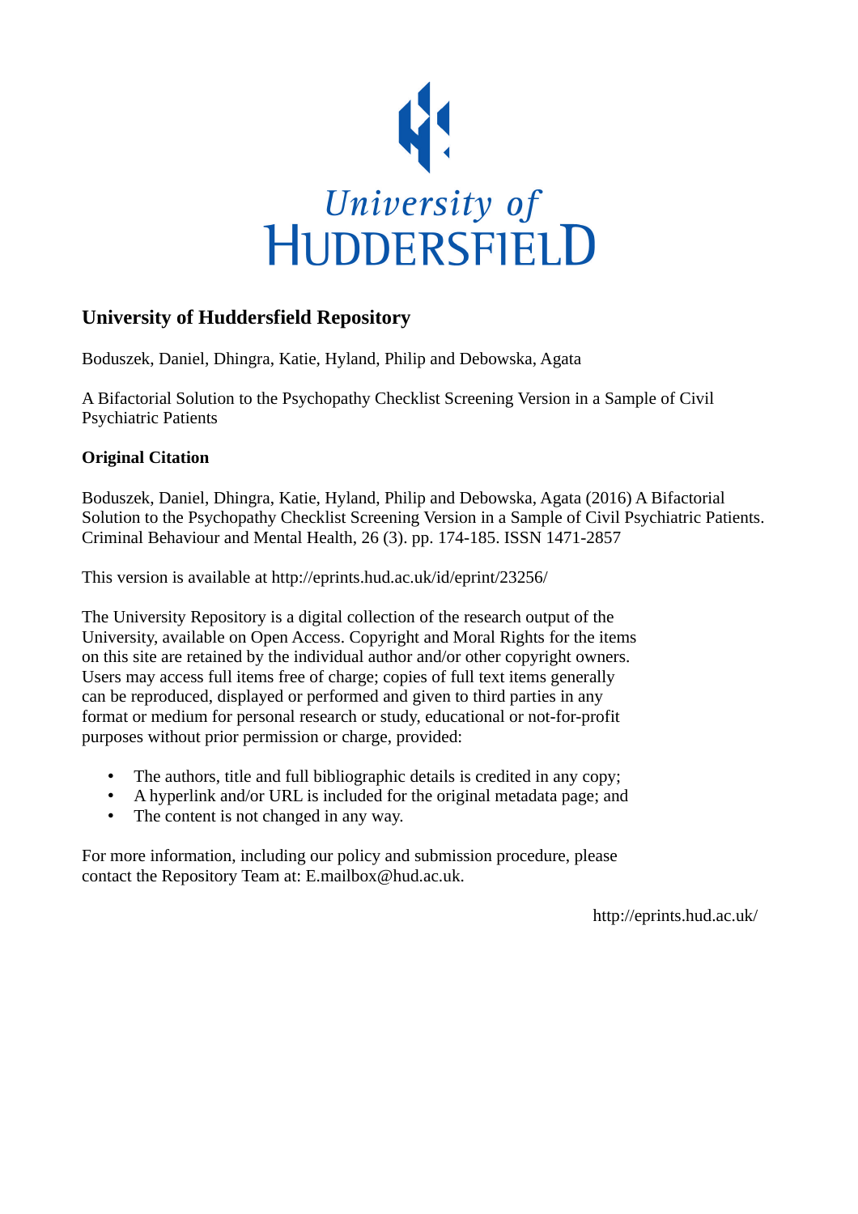University of HUDDERSFIELD

## University of Huddersfield Repository

Boduszek, Daniel, Dhingra, Katie, Hyland, Philip and Debowska, Agata

A Bifactorial Solution to the Psychopathy Checklist Screening Version in a Sample of Civil Psychiatric Patients

### Original Citation

Boduszek, Daniel, Dhingra, Katie, Hyland, Philip and Debowska, Agata (2016) A Bifactorial Solution to the Psychopathy Checklist Screening Version in a Sample of Civil Psychiatric Patients. Criminal Behaviour and Mental Health, 26 (3). pp. 174-185. ISSN 1471-2857

This version is available at http://eprints.hud.ac.uk/id/eprint/23256/

The University Repository is a digital collection of the research output of the University, available on Open Access. Copyright and Moral Rights for the items on this site are retained by the individual author and/or other copyright owners. Users may access full items free of charge; copies of full text items generally can be reproduced, displayed or performed and given to third parties in any format or medium for personal research or study, educational or not-for-profit purposes without prior permission or charge, provided:

- The authors, title and full bibliographic details is credited in any copy;
- A hyperlink and/or URL is included for the original metadata page; and
- The content is not changed in any way.

For more information, including our policy and submission procedure, please contact the Repository Team at: E.mailbox@hud.ac.uk.

http://eprints.hud.ac.uk/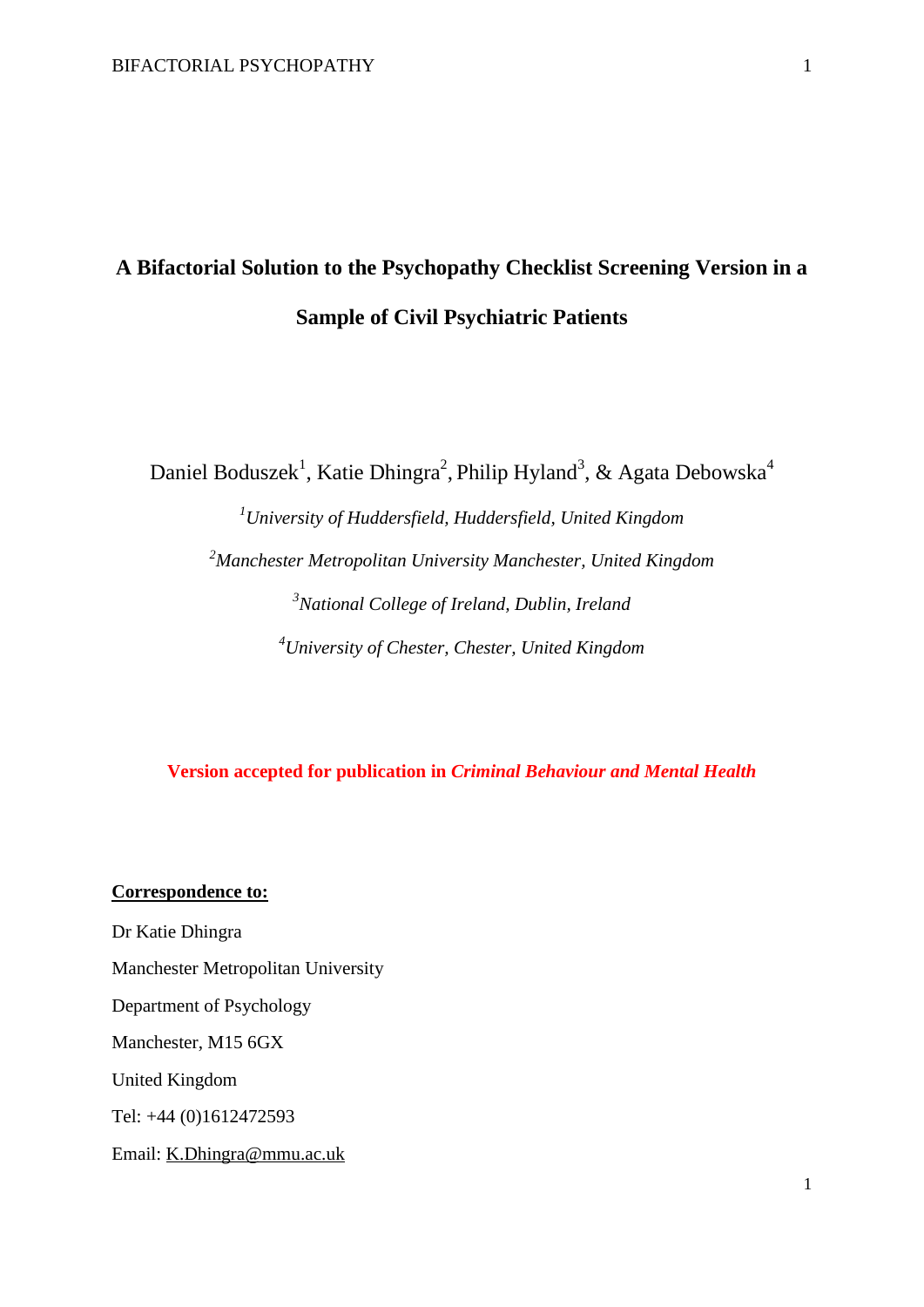# A Bifactorial Solution to the Psychopathy Checklist Screening Version in a Sample of Civil Psychiatric Patients

Daniel Boduszek[1], Katie Dhingra[2], Philip Hyland[3], & Agata Debowska[4]

[1]*University of Huddersfield, Huddersfield, United Kingdom*

[2]*Manchester Metropolitan University Manchester, United Kingdom*

[3]*National College of Ireland, Dublin, Ireland*

[4]*University of Chester, Chester, United Kingdom*

**Version accepted for publication in *Criminal Behaviour and Mental Health***

**Correspondence to:**

Dr Katie Dhingra

Manchester Metropolitan University

Department of Psychology

Manchester, M15 6GX

United Kingdom

Tel: +44 (0)1612472593

Email: K.Dhingra@mmu.ac.uk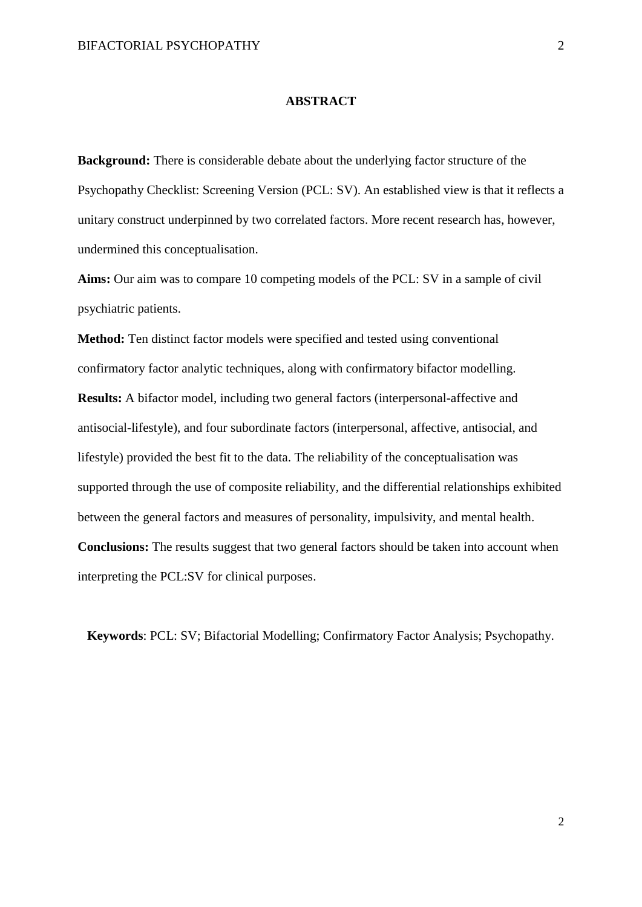## ABSTRACT

**Background:** There is considerable debate about the underlying factor structure of the Psychopathy Checklist: Screening Version (PCL: SV). An established view is that it reflects a unitary construct underpinned by two correlated factors. More recent research has, however, undermined this conceptualisation.

**Aims:** Our aim was to compare 10 competing models of the PCL: SV in a sample of civil psychiatric patients.

**Method:** Ten distinct factor models were specified and tested using conventional confirmatory factor analytic techniques, along with confirmatory bifactor modelling.

**Results:** A bifactor model, including two general factors (interpersonal-affective and antisocial-lifestyle), and four subordinate factors (interpersonal, affective, antisocial, and lifestyle) provided the best fit to the data. The reliability of the conceptualisation was supported through the use of composite reliability, and the differential relationships exhibited between the general factors and measures of personality, impulsivity, and mental health.

**Conclusions:** The results suggest that two general factors should be taken into account when interpreting the PCL:SV for clinical purposes.

**Keywords**: PCL: SV; Bifactorial Modelling; Confirmatory Factor Analysis; Psychopathy.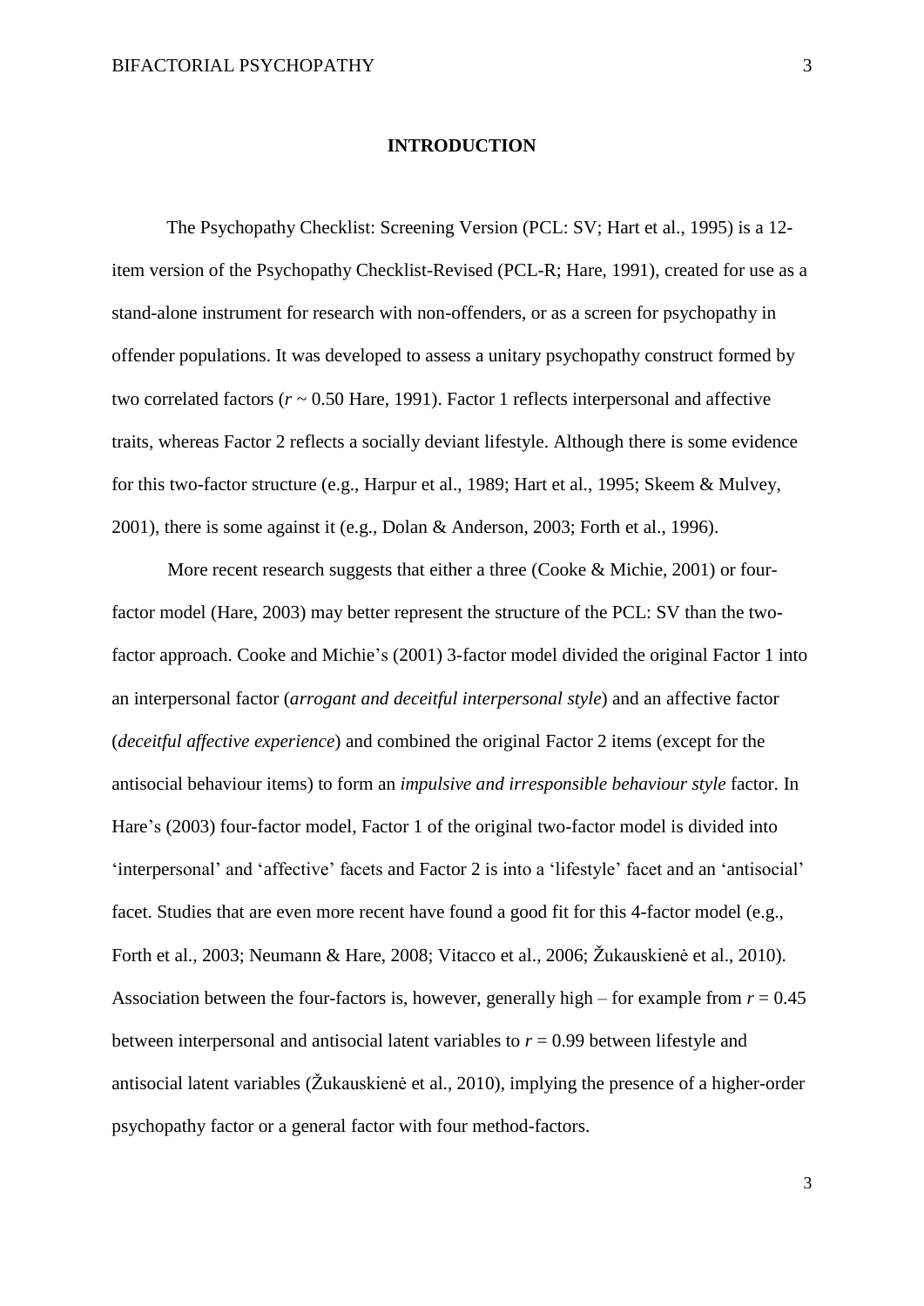# INTRODUCTION

The Psychopathy Checklist: Screening Version (PCL: SV; Hart et al., 1995) is a 12-item version of the Psychopathy Checklist-Revised (PCL-R; Hare, 1991), created for use as a stand-alone instrument for research with non-offenders, or as a screen for psychopathy in offender populations. It was developed to assess a unitary psychopathy construct formed by two correlated factors ($r$ ~ 0.50 Hare, 1991). Factor 1 reflects interpersonal and affective traits, whereas Factor 2 reflects a socially deviant lifestyle. Although there is some evidence for this two-factor structure (e.g., Harpur et al., 1989; Hart et al., 1995; Skeem & Mulvey, 2001), there is some against it (e.g., Dolan & Anderson, 2003; Forth et al., 1996).

More recent research suggests that either a three (Cooke & Michie, 2001) or four-factor model (Hare, 2003) may better represent the structure of the PCL: SV than the two-factor approach. Cooke and Michie's (2001) 3-factor model divided the original Factor 1 into an interpersonal factor (*arrogant and deceitful interpersonal style*) and an affective factor (*deceitful affective experience*) and combined the original Factor 2 items (except for the antisocial behaviour items) to form an *impulsive and irresponsible behaviour style* factor. In Hare's (2003) four-factor model, Factor 1 of the original two-factor model is divided into 'interpersonal' and 'affective' facets and Factor 2 is into a 'lifestyle' facet and an 'antisocial' facet. Studies that are even more recent have found a good fit for this 4-factor model (e.g., Forth et al., 2003; Neumann & Hare, 2008; Vitacco et al., 2006; Žukauskienė et al., 2010). Association between the four-factors is, however, generally high – for example from $r$ = 0.45 between interpersonal and antisocial latent variables to $r$ = 0.99 between lifestyle and antisocial latent variables (Žukauskienė et al., 2010), implying the presence of a higher-order psychopathy factor or a general factor with four method-factors.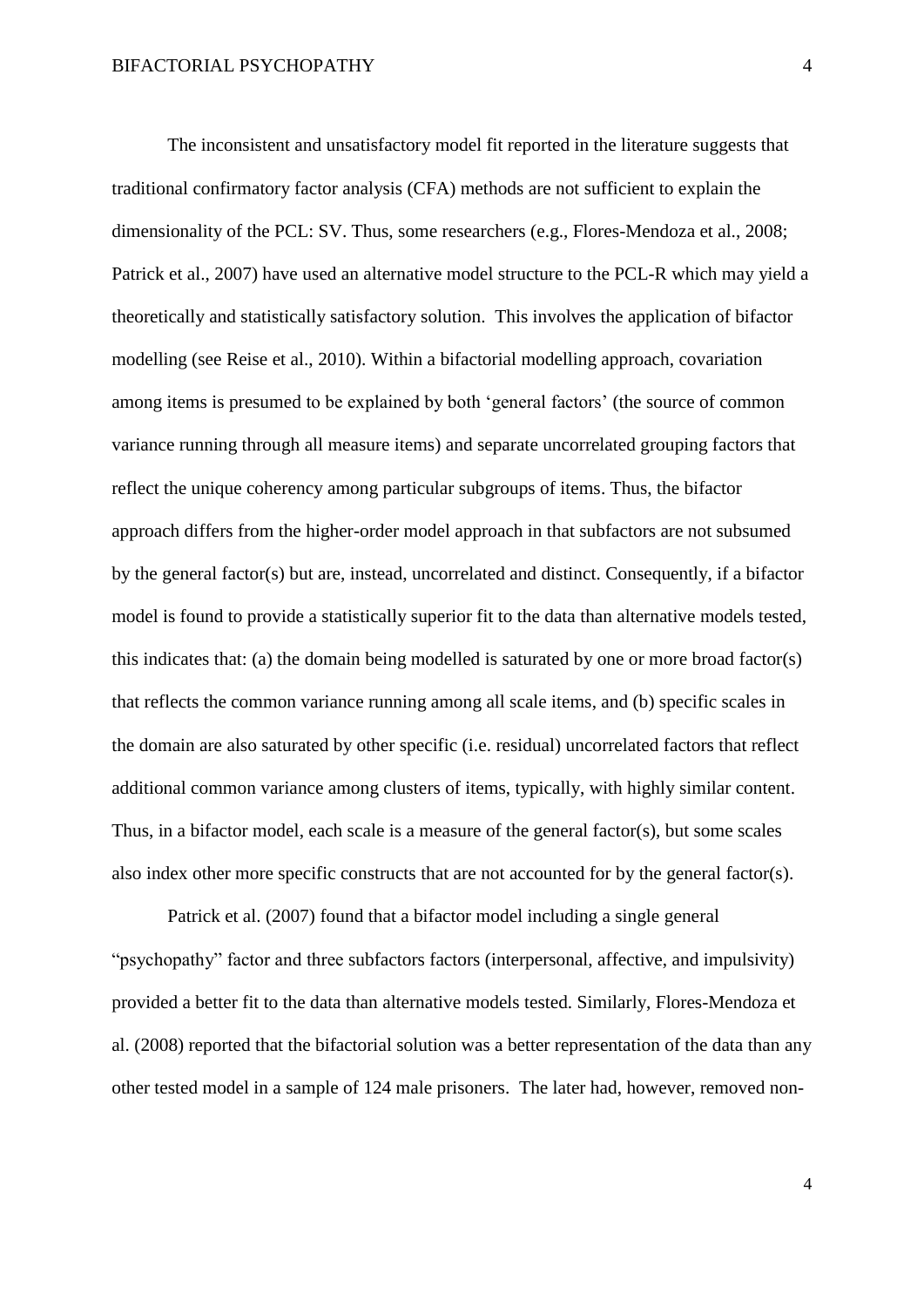The inconsistent and unsatisfactory model fit reported in the literature suggests that traditional confirmatory factor analysis (CFA) methods are not sufficient to explain the dimensionality of the PCL: SV. Thus, some researchers (e.g., Flores-Mendoza et al., 2008; Patrick et al., 2007) have used an alternative model structure to the PCL-R which may yield a theoretically and statistically satisfactory solution. This involves the application of bifactor modelling (see Reise et al., 2010). Within a bifactorial modelling approach, covariation among items is presumed to be explained by both 'general factors' (the source of common variance running through all measure items) and separate uncorrelated grouping factors that reflect the unique coherency among particular subgroups of items. Thus, the bifactor approach differs from the higher-order model approach in that subfactors are not subsumed by the general factor(s) but are, instead, uncorrelated and distinct. Consequently, if a bifactor model is found to provide a statistically superior fit to the data than alternative models tested, this indicates that: (a) the domain being modelled is saturated by one or more broad factor(s) that reflects the common variance running among all scale items, and (b) specific scales in the domain are also saturated by other specific (i.e. residual) uncorrelated factors that reflect additional common variance among clusters of items, typically, with highly similar content. Thus, in a bifactor model, each scale is a measure of the general factor(s), but some scales also index other more specific constructs that are not accounted for by the general factor(s).

Patrick et al. (2007) found that a bifactor model including a single general "psychopathy" factor and three subfactors factors (interpersonal, affective, and impulsivity) provided a better fit to the data than alternative models tested. Similarly, Flores-Mendoza et al. (2008) reported that the bifactorial solution was a better representation of the data than any other tested model in a sample of 124 male prisoners. The later had, however, removed non-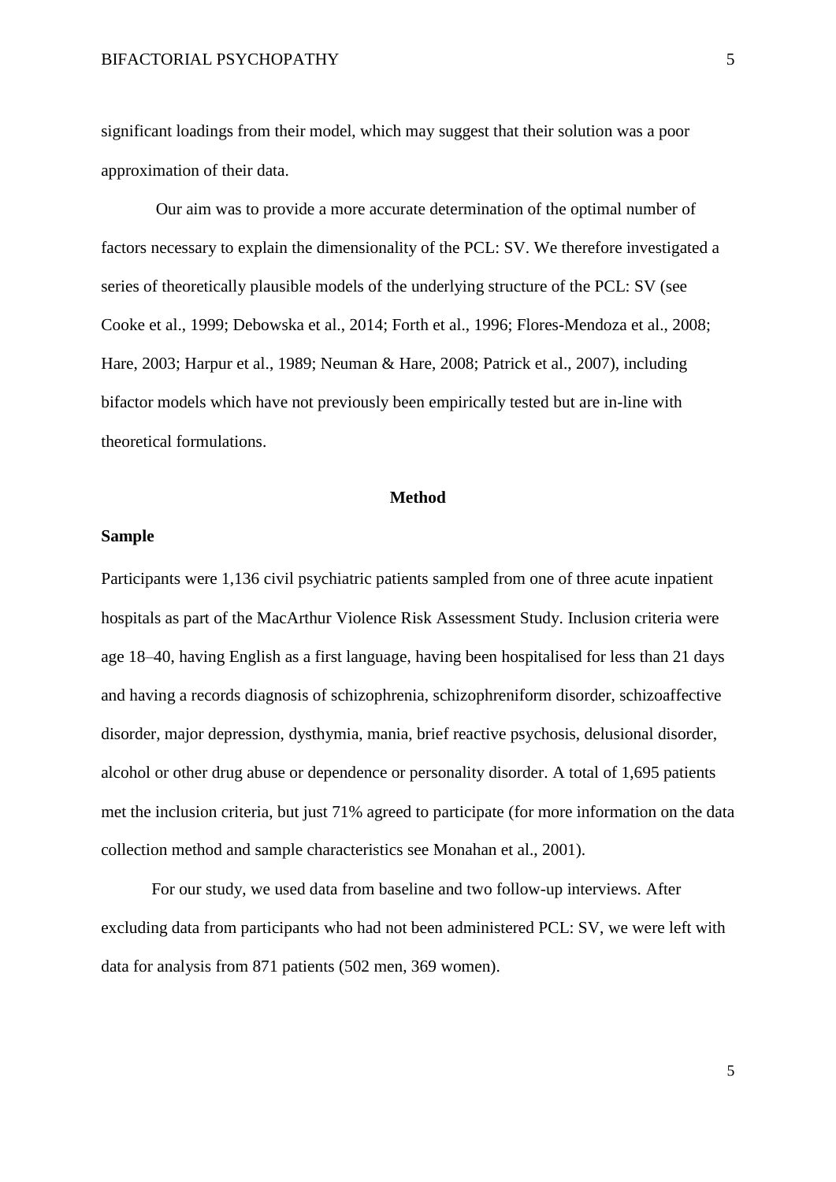significant loadings from their model, which may suggest that their solution was a poor approximation of their data.

Our aim was to provide a more accurate determination of the optimal number of factors necessary to explain the dimensionality of the PCL: SV. We therefore investigated a series of theoretically plausible models of the underlying structure of the PCL: SV (see Cooke et al., 1999; Debowska et al., 2014; Forth et al., 1996; Flores-Mendoza et al., 2008; Hare, 2003; Harpur et al., 1989; Neuman & Hare, 2008; Patrick et al., 2007), including bifactor models which have not previously been empirically tested but are in-line with theoretical formulations.

## Method

### Sample

Participants were 1,136 civil psychiatric patients sampled from one of three acute inpatient hospitals as part of the MacArthur Violence Risk Assessment Study. Inclusion criteria were age 18–40, having English as a first language, having been hospitalised for less than 21 days and having a records diagnosis of schizophrenia, schizophreniform disorder, schizoaffective disorder, major depression, dysthymia, mania, brief reactive psychosis, delusional disorder, alcohol or other drug abuse or dependence or personality disorder. A total of 1,695 patients met the inclusion criteria, but just 71% agreed to participate (for more information on the data collection method and sample characteristics see Monahan et al., 2001).

For our study, we used data from baseline and two follow-up interviews. After excluding data from participants who had not been administered PCL: SV, we were left with data for analysis from 871 patients (502 men, 369 women).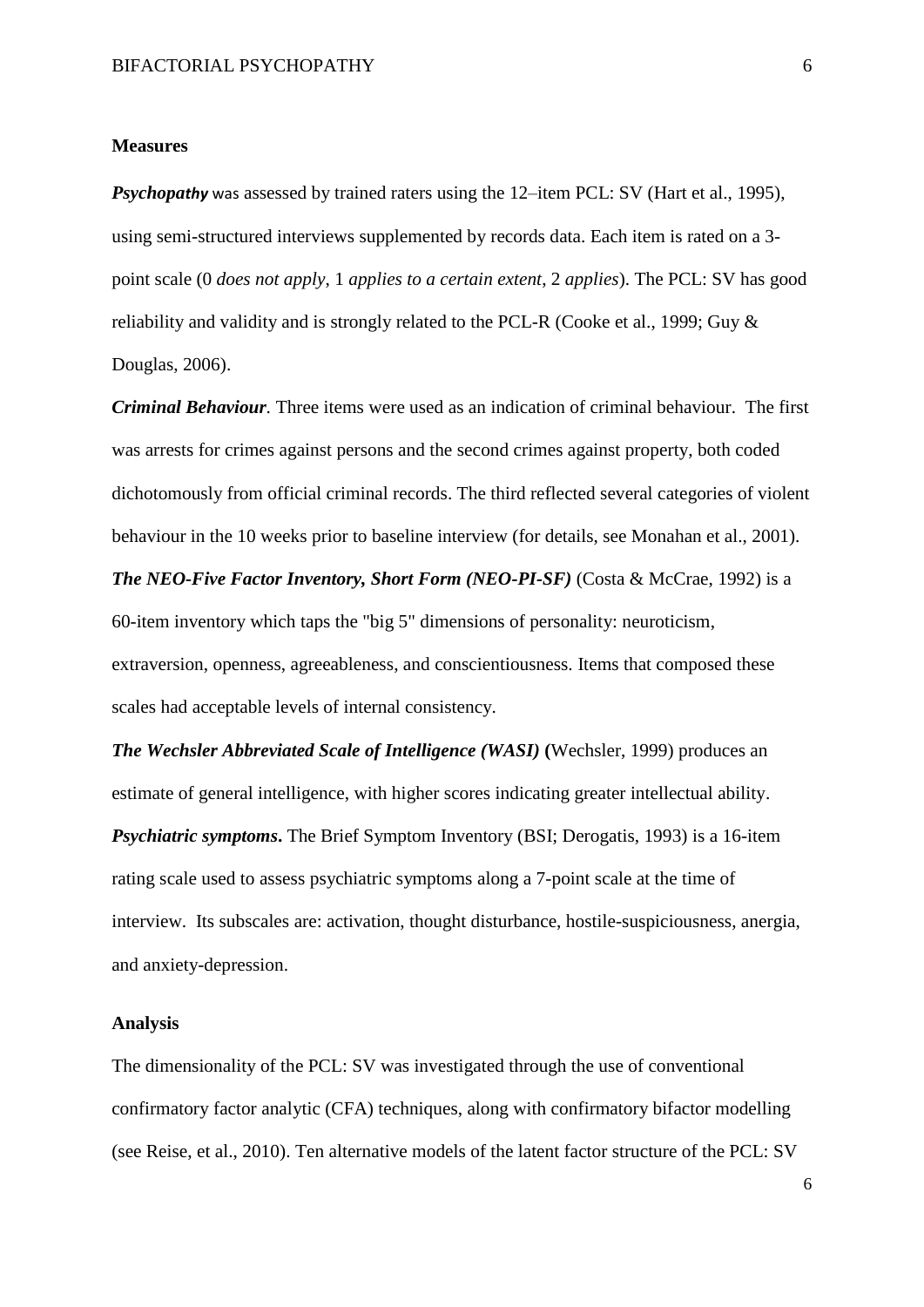## Measures

***Psychopathy*** was assessed by trained raters using the 12–item PCL: SV (Hart et al., 1995), using semi-structured interviews supplemented by records data. Each item is rated on a 3-point scale (0 *does not apply*, 1 *applies to a certain extent*, 2 *applies*). The PCL: SV has good reliability and validity and is strongly related to the PCL-R (Cooke et al., 1999; Guy & Douglas, 2006).

***Criminal Behaviour*.** Three items were used as an indication of criminal behaviour. The first was arrests for crimes against persons and the second crimes against property, both coded dichotomously from official criminal records. The third reflected several categories of violent behaviour in the 10 weeks prior to baseline interview (for details, see Monahan et al., 2001).

***The NEO-Five Factor Inventory, Short Form (NEO-PI-SF)*** (Costa & McCrae, 1992) is a 60-item inventory which taps the "big 5" dimensions of personality: neuroticism, extraversion, openness, agreeableness, and conscientiousness. Items that composed these scales had acceptable levels of internal consistency.

***The Wechsler Abbreviated Scale of Intelligence (WASI)*** **(**Wechsler, 1999) produces an estimate of general intelligence, with higher scores indicating greater intellectual ability.

***Psychiatric symptoms*.** The Brief Symptom Inventory (BSI; Derogatis, 1993) is a 16-item rating scale used to assess psychiatric symptoms along a 7-point scale at the time of interview. Its subscales are: activation, thought disturbance, hostile-suspiciousness, anergia, and anxiety-depression.

## Analysis

The dimensionality of the PCL: SV was investigated through the use of conventional confirmatory factor analytic (CFA) techniques, along with confirmatory bifactor modelling (see Reise, et al., 2010). Ten alternative models of the latent factor structure of the PCL: SV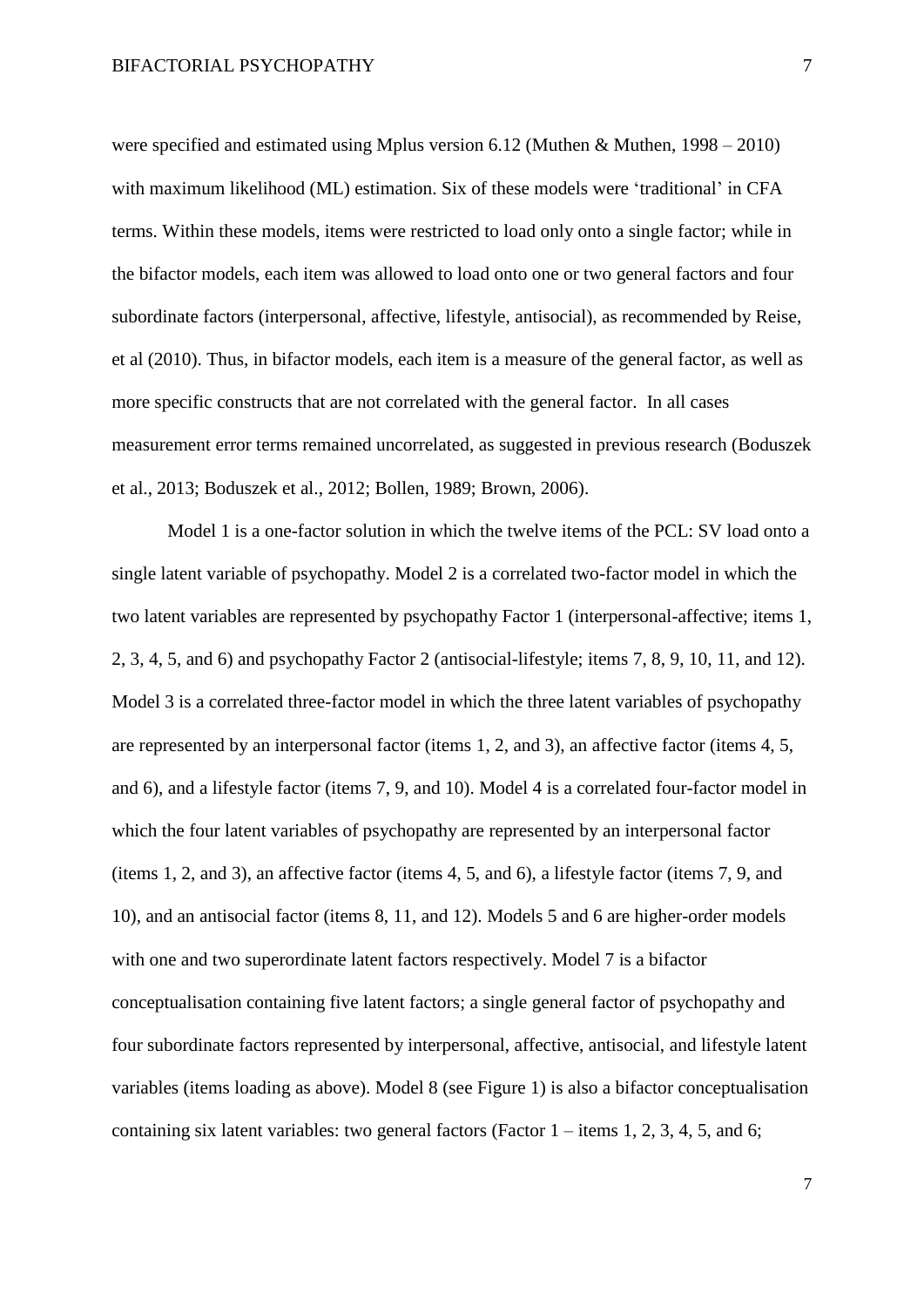were specified and estimated using Mplus version 6.12 (Muthen & Muthen, 1998 – 2010) with maximum likelihood (ML) estimation. Six of these models were 'traditional' in CFA terms. Within these models, items were restricted to load only onto a single factor; while in the bifactor models, each item was allowed to load onto one or two general factors and four subordinate factors (interpersonal, affective, lifestyle, antisocial), as recommended by Reise, et al (2010). Thus, in bifactor models, each item is a measure of the general factor, as well as more specific constructs that are not correlated with the general factor. In all cases measurement error terms remained uncorrelated, as suggested in previous research (Boduszek et al., 2013; Boduszek et al., 2012; Bollen, 1989; Brown, 2006).

Model 1 is a one-factor solution in which the twelve items of the PCL: SV load onto a single latent variable of psychopathy. Model 2 is a correlated two-factor model in which the two latent variables are represented by psychopathy Factor 1 (interpersonal-affective; items 1, 2, 3, 4, 5, and 6) and psychopathy Factor 2 (antisocial-lifestyle; items 7, 8, 9, 10, 11, and 12). Model 3 is a correlated three-factor model in which the three latent variables of psychopathy are represented by an interpersonal factor (items 1, 2, and 3), an affective factor (items 4, 5, and 6), and a lifestyle factor (items 7, 9, and 10). Model 4 is a correlated four-factor model in which the four latent variables of psychopathy are represented by an interpersonal factor (items 1, 2, and 3), an affective factor (items 4, 5, and 6), a lifestyle factor (items 7, 9, and 10), and an antisocial factor (items 8, 11, and 12). Models 5 and 6 are higher-order models with one and two superordinate latent factors respectively. Model 7 is a bifactor conceptualisation containing five latent factors; a single general factor of psychopathy and four subordinate factors represented by interpersonal, affective, antisocial, and lifestyle latent variables (items loading as above). Model 8 (see Figure 1) is also a bifactor conceptualisation containing six latent variables: two general factors (Factor 1 – items 1, 2, 3, 4, 5, and 6;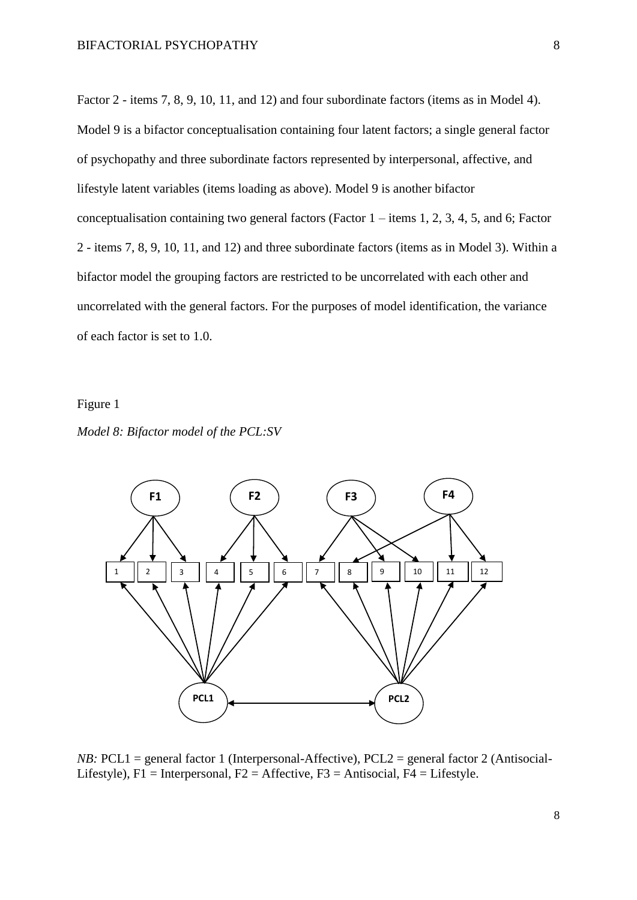Factor 2 - items 7, 8, 9, 10, 11, and 12) and four subordinate factors (items as in Model 4). Model 9 is a bifactor conceptualisation containing four latent factors; a single general factor of psychopathy and three subordinate factors represented by interpersonal, affective, and lifestyle latent variables (items loading as above). Model 9 is another bifactor conceptualisation containing two general factors (Factor 1 – items 1, 2, 3, 4, 5, and 6; Factor 2 - items 7, 8, 9, 10, 11, and 12) and three subordinate factors (items as in Model 3). Within a bifactor model the grouping factors are restricted to be uncorrelated with each other and uncorrelated with the general factors. For the purposes of model identification, the variance of each factor is set to 1.0.

Figure 1

*Model 8: Bifactor model of the PCL:SV*

*NB:* PCL1 = general factor 1 (Interpersonal-Affective), PCL2 = general factor 2 (Antisocial-Lifestyle), F1 = Interpersonal, F2 = Affective, F3 = Antisocial, F4 = Lifestyle.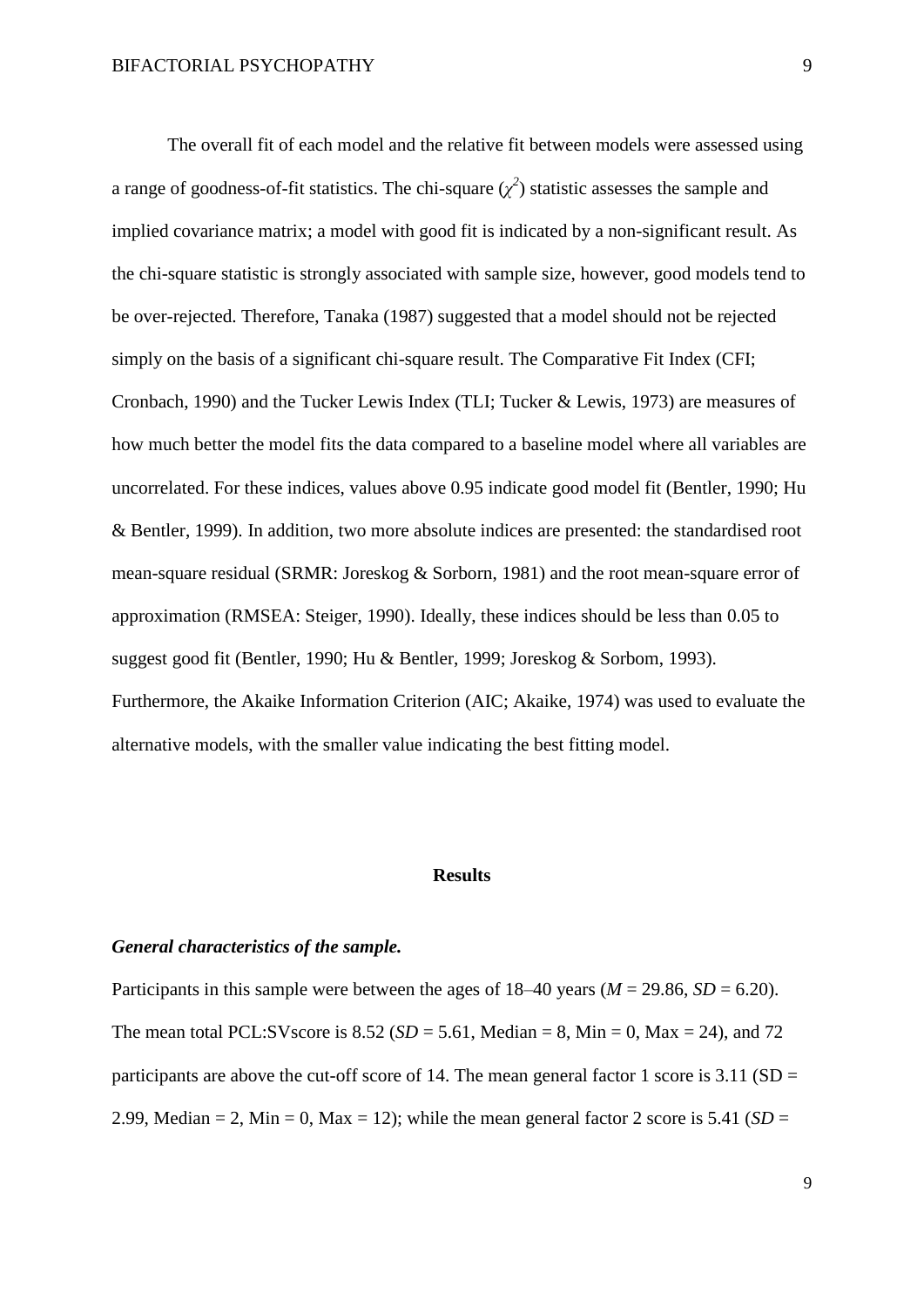The overall fit of each model and the relative fit between models were assessed using a range of goodness-of-fit statistics. The chi-square ($\chi^2$) statistic assesses the sample and implied covariance matrix; a model with good fit is indicated by a non-significant result. As the chi-square statistic is strongly associated with sample size, however, good models tend to be over-rejected. Therefore, Tanaka (1987) suggested that a model should not be rejected simply on the basis of a significant chi-square result. The Comparative Fit Index (CFI; Cronbach, 1990) and the Tucker Lewis Index (TLI; Tucker & Lewis, 1973) are measures of how much better the model fits the data compared to a baseline model where all variables are uncorrelated. For these indices, values above 0.95 indicate good model fit (Bentler, 1990; Hu & Bentler, 1999). In addition, two more absolute indices are presented: the standardised root mean-square residual (SRMR: Joreskog & Sorborn, 1981) and the root mean-square error of approximation (RMSEA: Steiger, 1990). Ideally, these indices should be less than 0.05 to suggest good fit (Bentler, 1990; Hu & Bentler, 1999; Joreskog & Sorbom, 1993). Furthermore, the Akaike Information Criterion (AIC; Akaike, 1974) was used to evaluate the alternative models, with the smaller value indicating the best fitting model.

## Results

### *General characteristics of the sample.*

Participants in this sample were between the ages of 18–40 years ($M$ = 29.86, $SD$ = 6.20). The mean total PCL:SVscore is 8.52 ($SD$ = 5.61, Median = 8, Min = 0, Max = 24), and 72 participants are above the cut-off score of 14. The mean general factor 1 score is 3.11 (SD = 2.99, Median = 2, Min = 0, Max = 12); while the mean general factor 2 score is 5.41 ($SD$ =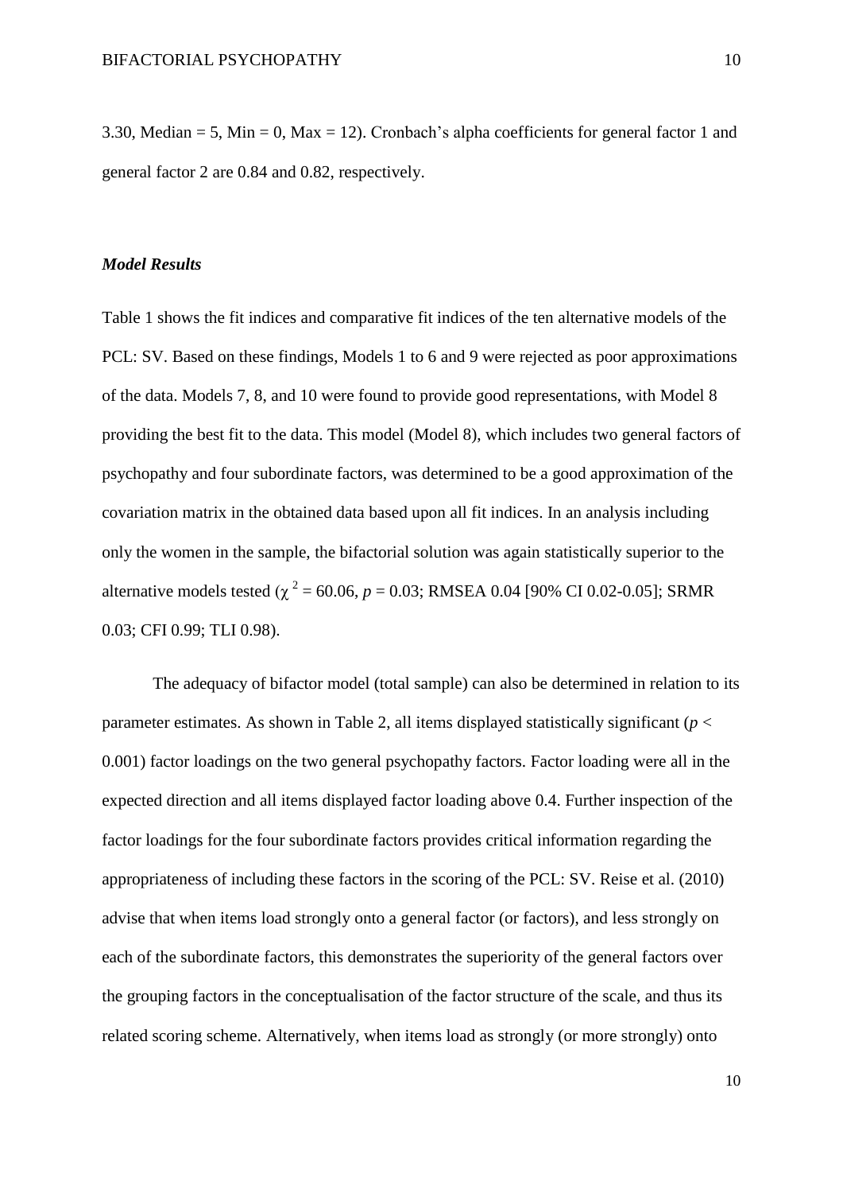3.30, Median = 5, Min = 0, Max = 12). Cronbach's alpha coefficients for general factor 1 and general factor 2 are 0.84 and 0.82, respectively.

### *Model Results*

Table 1 shows the fit indices and comparative fit indices of the ten alternative models of the PCL: SV. Based on these findings, Models 1 to 6 and 9 were rejected as poor approximations of the data. Models 7, 8, and 10 were found to provide good representations, with Model 8 providing the best fit to the data. This model (Model 8), which includes two general factors of psychopathy and four subordinate factors, was determined to be a good approximation of the covariation matrix in the obtained data based upon all fit indices. In an analysis including only the women in the sample, the bifactorial solution was again statistically superior to the alternative models tested ($\chi^2 = 60.06$, $p = 0.03$; RMSEA 0.04 [90% CI 0.02-0.05]; SRMR 0.03; CFI 0.99; TLI 0.98).

The adequacy of bifactor model (total sample) can also be determined in relation to its parameter estimates. As shown in Table 2, all items displayed statistically significant ($p < 0.001$) factor loadings on the two general psychopathy factors. Factor loading were all in the expected direction and all items displayed factor loading above 0.4. Further inspection of the factor loadings for the four subordinate factors provides critical information regarding the appropriateness of including these factors in the scoring of the PCL: SV. Reise et al. (2010) advise that when items load strongly onto a general factor (or factors), and less strongly on each of the subordinate factors, this demonstrates the superiority of the general factors over the grouping factors in the conceptualisation of the factor structure of the scale, and thus its related scoring scheme. Alternatively, when items load as strongly (or more strongly) onto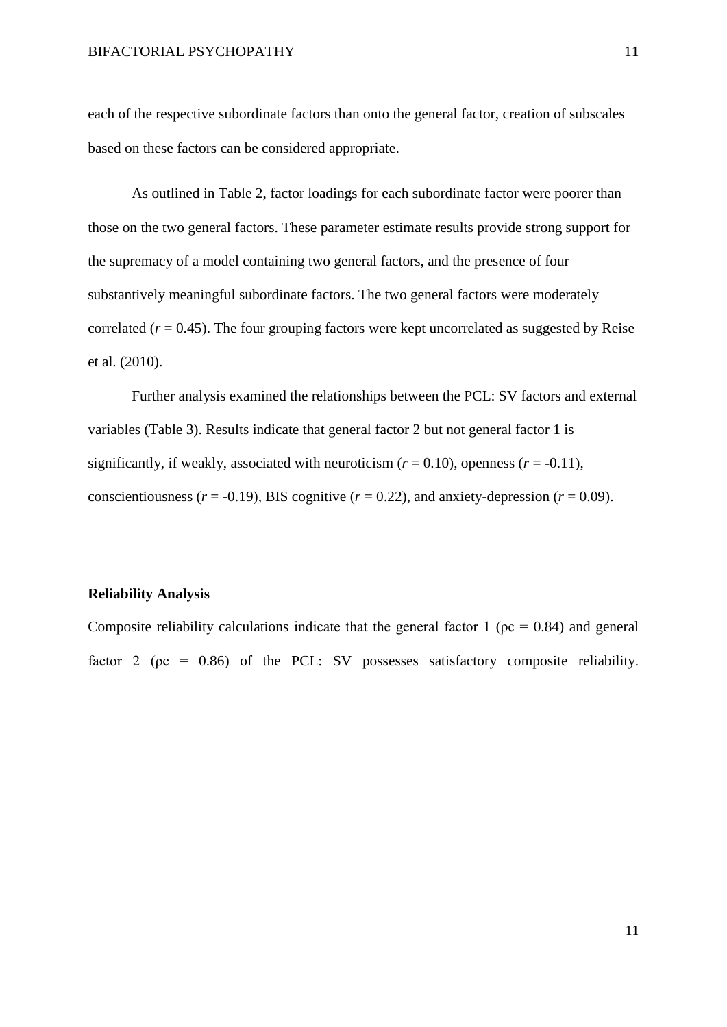each of the respective subordinate factors than onto the general factor, creation of subscales based on these factors can be considered appropriate.

As outlined in Table 2, factor loadings for each subordinate factor were poorer than those on the two general factors. These parameter estimate results provide strong support for the supremacy of a model containing two general factors, and the presence of four substantively meaningful subordinate factors. The two general factors were moderately correlated ($r = 0.45$). The four grouping factors were kept uncorrelated as suggested by Reise et al. (2010).

Further analysis examined the relationships between the PCL: SV factors and external variables (Table 3). Results indicate that general factor 2 but not general factor 1 is significantly, if weakly, associated with neuroticism ($r = 0.10$), openness ($r = -0.11$), conscientiousness ($r = -0.19$), BIS cognitive ($r = 0.22$), and anxiety-depression ($r = 0.09$).

**Reliability Analysis**

Composite reliability calculations indicate that the general factor 1 ($\rho c = 0.84$) and general factor 2 ($\rho c = 0.86$) of the PCL: SV possesses satisfactory composite reliability.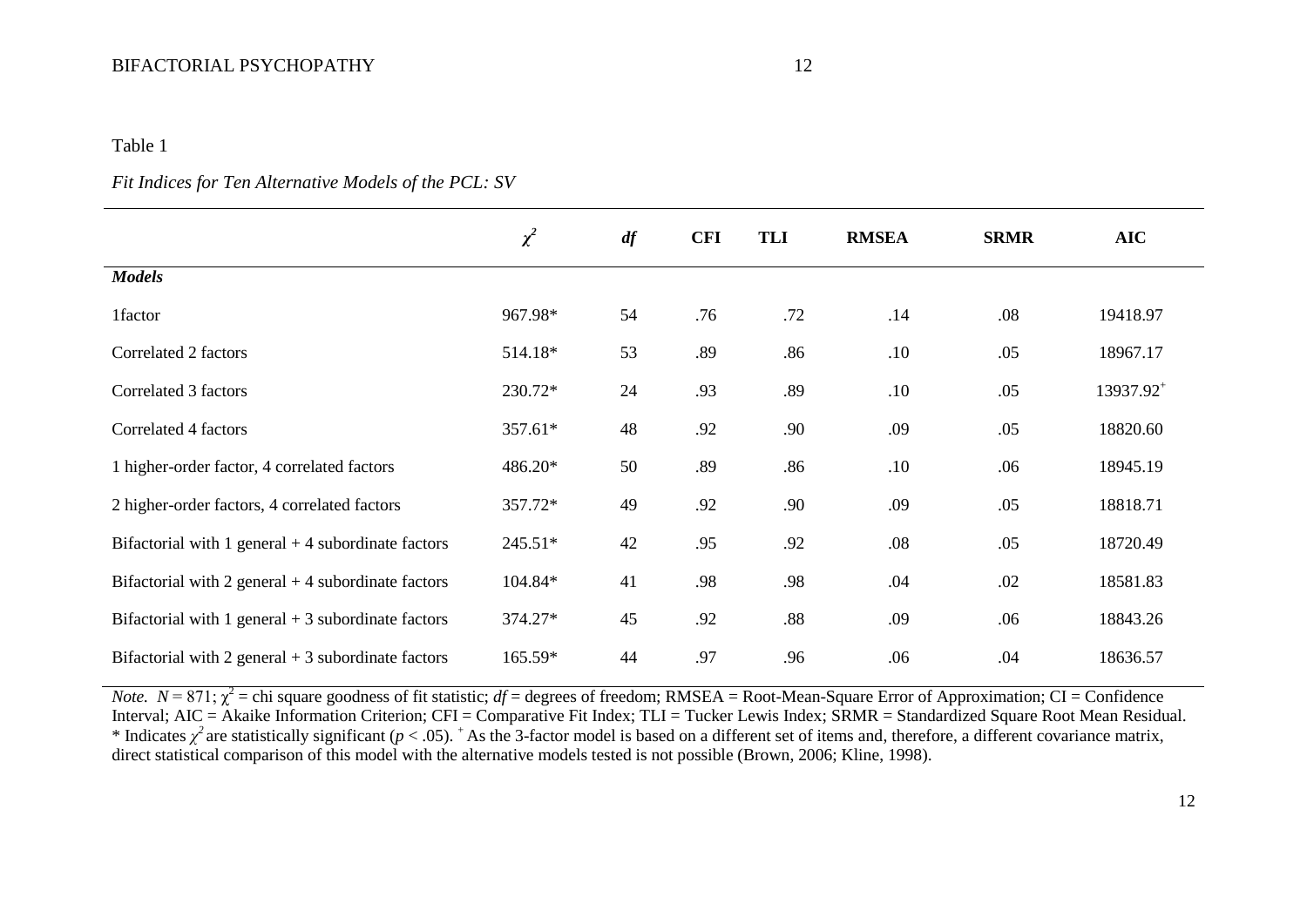Table 1

*Fit Indices for Ten Alternative Models of the PCL: SV*

| | $\chi^2$ | *df* | **CFI** | **TLI** | **RMSEA** | **SRMR** | **AIC** |
|---|---|---|---|---|---|---|---|
| ***Models*** | | | | | | | |
| 1factor | 967.98* | 54 | .76 | .72 | .14 | .08 | 19418.97 |
| Correlated 2 factors | 514.18* | 53 | .89 | .86 | .10 | .05 | 18967.17 |
| Correlated 3 factors | 230.72* | 24 | .93 | .89 | .10 | .05 | 13937.92[+] |
| Correlated 4 factors | 357.61* | 48 | .92 | .90 | .09 | .05 | 18820.60 |
| 1 higher-order factor, 4 correlated factors | 486.20* | 50 | .89 | .86 | .10 | .06 | 18945.19 |
| 2 higher-order factors, 4 correlated factors | 357.72* | 49 | .92 | .90 | .09 | .05 | 18818.71 |
| Bifactorial with 1 general + 4 subordinate factors | 245.51* | 42 | .95 | .92 | .08 | .05 | 18720.49 |
| Bifactorial with 2 general + 4 subordinate factors | 104.84* | 41 | .98 | .98 | .04 | .02 | 18581.83 |
| Bifactorial with 1 general + 3 subordinate factors | 374.27* | 45 | .92 | .88 | .09 | .06 | 18843.26 |
| Bifactorial with 2 general + 3 subordinate factors | 165.59* | 44 | .97 | .96 | .06 | .04 | 18636.57 |

*Note.* $N = 871$; $\chi^2$ = chi square goodness of fit statistic; *df* = degrees of freedom; RMSEA = Root-Mean-Square Error of Approximation; CI = Confidence Interval; AIC = Akaike Information Criterion; CFI = Comparative Fit Index; TLI = Tucker Lewis Index; SRMR = Standardized Square Root Mean Residual. * Indicates $\chi^2$ are statistically significant ($p < .05$). [+] As the 3-factor model is based on a different set of items and, therefore, a different covariance matrix, direct statistical comparison of this model with the alternative models tested is not possible (Brown, 2006; Kline, 1998).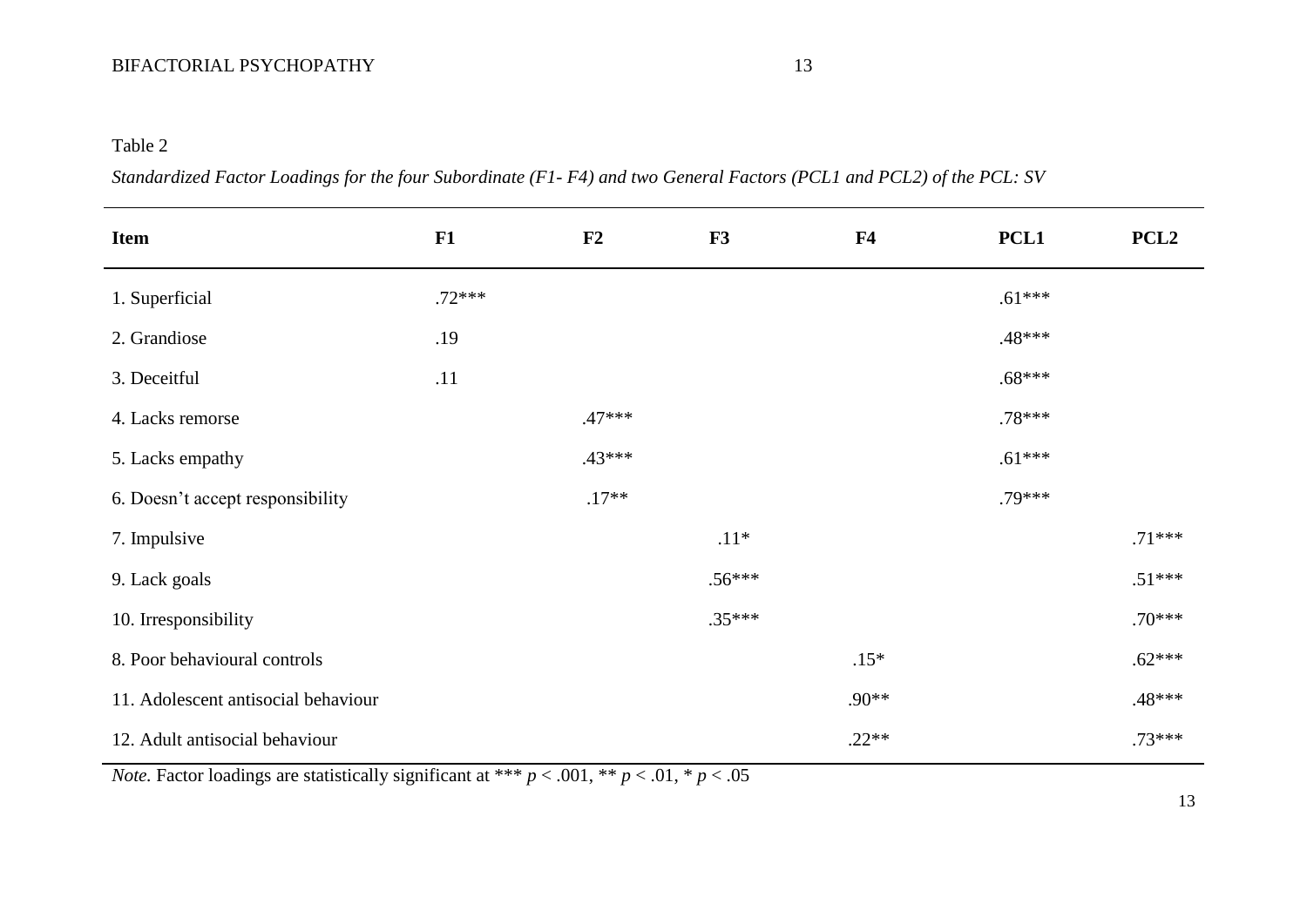Table 2

*Standardized Factor Loadings for the four Subordinate (F1- F4) and two General Factors (PCL1 and PCL2) of the PCL: SV*

| **Item** | **F1** | **F2** | **F3** | **F4** | **PCL1** | **PCL2** |
|---|---|---|---|---|---|---|
| 1. Superficial | .72*** | | | | .61*** | |
| 2. Grandiose | .19 | | | | .48*** | |
| 3. Deceitful | .11 | | | | .68*** | |
| 4. Lacks remorse | | .47*** | | | .78*** | |
| 5. Lacks empathy | | .43*** | | | .61*** | |
| 6. Doesn't accept responsibility | | .17** | | | .79*** | |
| 7. Impulsive | | | .11* | | | .71*** |
| 9. Lack goals | | | .56*** | | | .51*** |
| 10. Irresponsibility | | | .35*** | | | .70*** |
| 8. Poor behavioural controls | | | | .15* | | .62*** |
| 11. Adolescent antisocial behaviour | | | | .90** | | .48*** |
| 12. Adult antisocial behaviour | | | | .22** | | .73*** |

*Note.* Factor loadings are statistically significant at *** $p < .001$, ** $p < .01$, * $p < .05$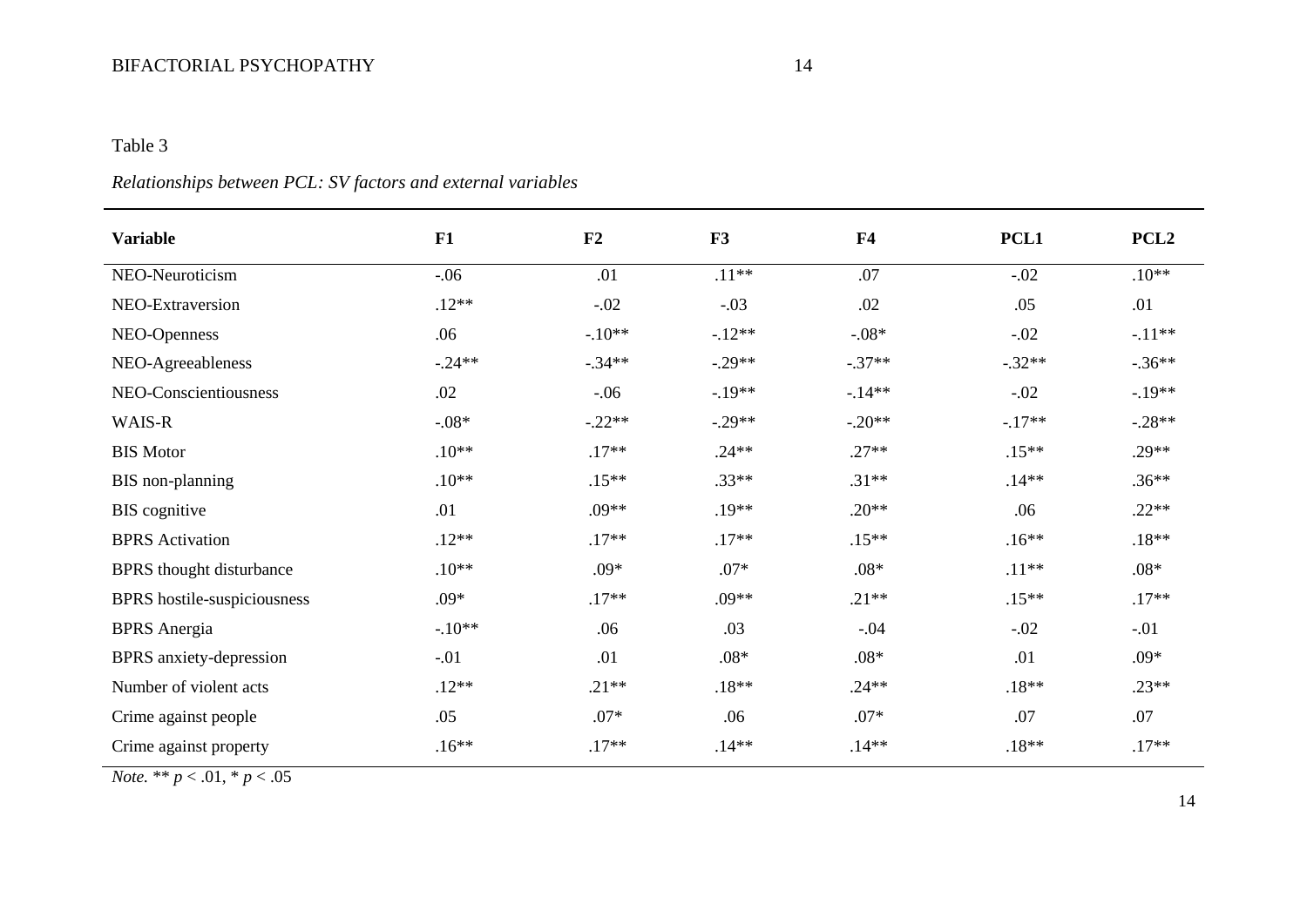Table 3

*Relationships between PCL: SV factors and external variables*

| Variable | F1 | F2 | F3 | F4 | PCL1 | PCL2 |
|---|---|---|---|---|---|---|
| NEO-Neuroticism | -.06 | .01 | .11** | .07 | -.02 | .10** |
| NEO-Extraversion | .12** | -.02 | -.03 | .02 | .05 | .01 |
| NEO-Openness | .06 | -.10** | -.12** | -.08* | -.02 | -.11** |
| NEO-Agreeableness | -.24** | -.34** | -.29** | -.37** | -.32** | -.36** |
| NEO-Conscientiousness | .02 | -.06 | -.19** | -.14** | -.02 | -.19** |
| WAIS-R | -.08* | -.22** | -.29** | -.20** | -.17** | -.28** |
| BIS Motor | .10** | .17** | .24** | .27** | .15** | .29** |
| BIS non-planning | .10** | .15** | .33** | .31** | .14** | .36** |
| BIS cognitive | .01 | .09** | .19** | .20** | .06 | .22** |
| BPRS Activation | .12** | .17** | .17** | .15** | .16** | .18** |
| BPRS thought disturbance | .10** | .09* | .07* | .08* | .11** | .08* |
| BPRS hostile-suspiciousness | .09* | .17** | .09** | .21** | .15** | .17** |
| BPRS Anergia | -.10** | .06 | .03 | -.04 | -.02 | -.01 |
| BPRS anxiety-depression | -.01 | .01 | .08* | .08* | .01 | .09* |
| Number of violent acts | .12** | .21** | .18** | .24** | .18** | .23** |
| Crime against people | .05 | .07* | .06 | .07* | .07 | .07 |
| Crime against property | .16** | .17** | .14** | .14** | .18** | .17** |

*Note.* ** $p < .01$, * $p < .05$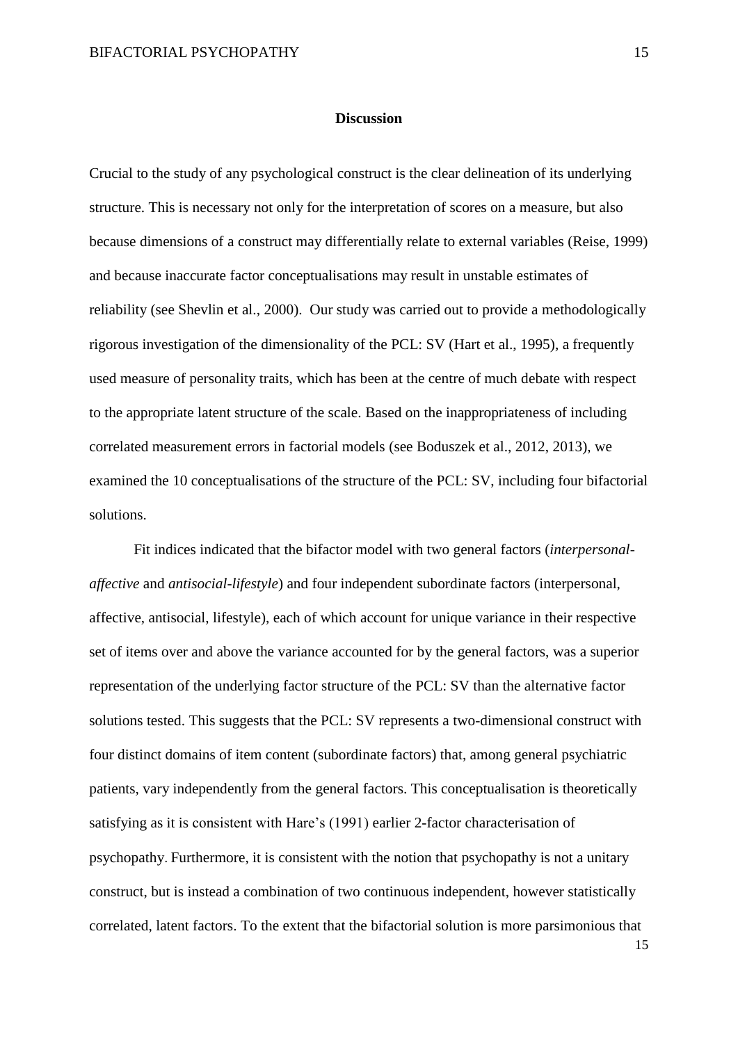## Discussion

Crucial to the study of any psychological construct is the clear delineation of its underlying structure. This is necessary not only for the interpretation of scores on a measure, but also because dimensions of a construct may differentially relate to external variables (Reise, 1999) and because inaccurate factor conceptualisations may result in unstable estimates of reliability (see Shevlin et al., 2000). Our study was carried out to provide a methodologically rigorous investigation of the dimensionality of the PCL: SV (Hart et al., 1995), a frequently used measure of personality traits, which has been at the centre of much debate with respect to the appropriate latent structure of the scale. Based on the inappropriateness of including correlated measurement errors in factorial models (see Boduszek et al., 2012, 2013), we examined the 10 conceptualisations of the structure of the PCL: SV, including four bifactorial solutions.

Fit indices indicated that the bifactor model with two general factors (*interpersonal-affective* and *antisocial-lifestyle*) and four independent subordinate factors (interpersonal, affective, antisocial, lifestyle), each of which account for unique variance in their respective set of items over and above the variance accounted for by the general factors, was a superior representation of the underlying factor structure of the PCL: SV than the alternative factor solutions tested. This suggests that the PCL: SV represents a two-dimensional construct with four distinct domains of item content (subordinate factors) that, among general psychiatric patients, vary independently from the general factors. This conceptualisation is theoretically satisfying as it is consistent with Hare's (1991) earlier 2-factor characterisation of psychopathy. Furthermore, it is consistent with the notion that psychopathy is not a unitary construct, but is instead a combination of two continuous independent, however statistically correlated, latent factors. To the extent that the bifactorial solution is more parsimonious that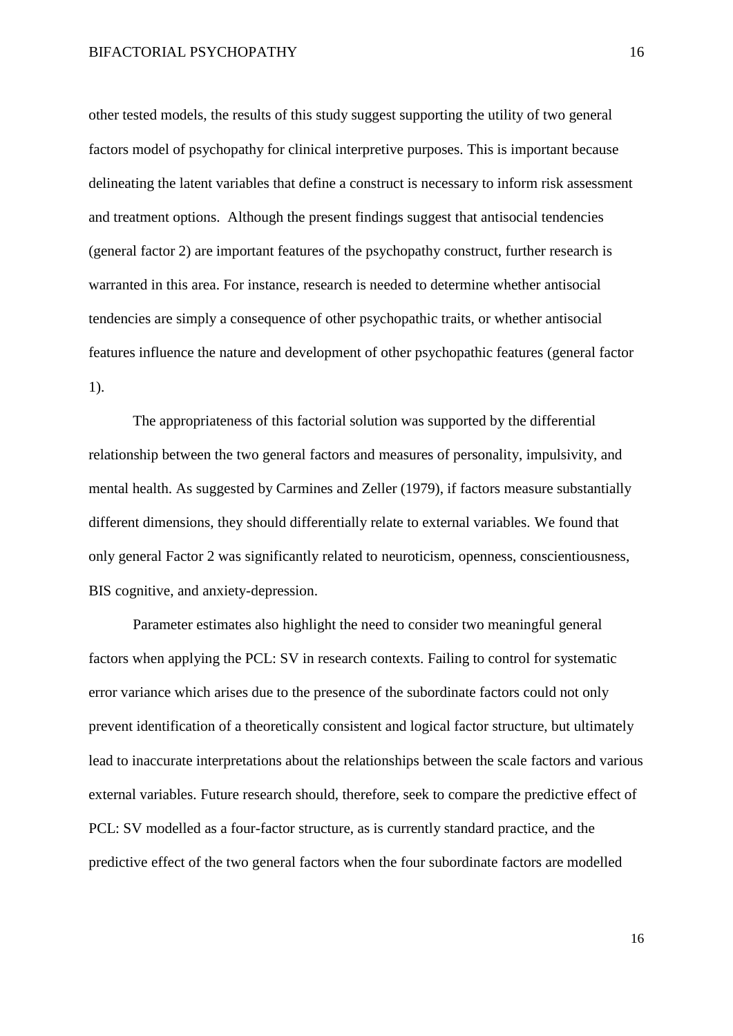other tested models, the results of this study suggest supporting the utility of two general factors model of psychopathy for clinical interpretive purposes. This is important because delineating the latent variables that define a construct is necessary to inform risk assessment and treatment options. Although the present findings suggest that antisocial tendencies (general factor 2) are important features of the psychopathy construct, further research is warranted in this area. For instance, research is needed to determine whether antisocial tendencies are simply a consequence of other psychopathic traits, or whether antisocial features influence the nature and development of other psychopathic features (general factor 1).

The appropriateness of this factorial solution was supported by the differential relationship between the two general factors and measures of personality, impulsivity, and mental health. As suggested by Carmines and Zeller (1979), if factors measure substantially different dimensions, they should differentially relate to external variables. We found that only general Factor 2 was significantly related to neuroticism, openness, conscientiousness, BIS cognitive, and anxiety-depression.

Parameter estimates also highlight the need to consider two meaningful general factors when applying the PCL: SV in research contexts. Failing to control for systematic error variance which arises due to the presence of the subordinate factors could not only prevent identification of a theoretically consistent and logical factor structure, but ultimately lead to inaccurate interpretations about the relationships between the scale factors and various external variables. Future research should, therefore, seek to compare the predictive effect of PCL: SV modelled as a four-factor structure, as is currently standard practice, and the predictive effect of the two general factors when the four subordinate factors are modelled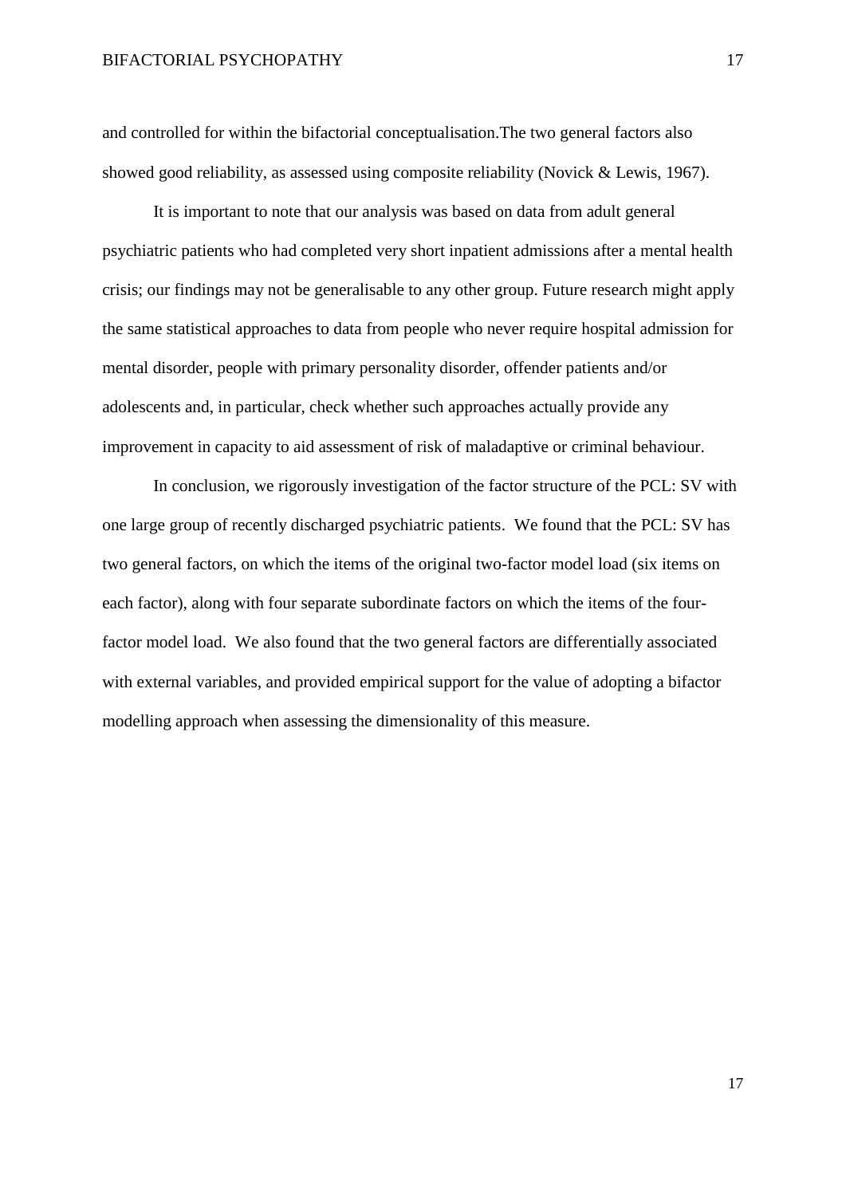and controlled for within the bifactorial conceptualisation.The two general factors also showed good reliability, as assessed using composite reliability (Novick & Lewis, 1967).

It is important to note that our analysis was based on data from adult general psychiatric patients who had completed very short inpatient admissions after a mental health crisis; our findings may not be generalisable to any other group. Future research might apply the same statistical approaches to data from people who never require hospital admission for mental disorder, people with primary personality disorder, offender patients and/or adolescents and, in particular, check whether such approaches actually provide any improvement in capacity to aid assessment of risk of maladaptive or criminal behaviour.

In conclusion, we rigorously investigation of the factor structure of the PCL: SV with one large group of recently discharged psychiatric patients. We found that the PCL: SV has two general factors, on which the items of the original two-factor model load (six items on each factor), along with four separate subordinate factors on which the items of the four-factor model load. We also found that the two general factors are differentially associated with external variables, and provided empirical support for the value of adopting a bifactor modelling approach when assessing the dimensionality of this measure.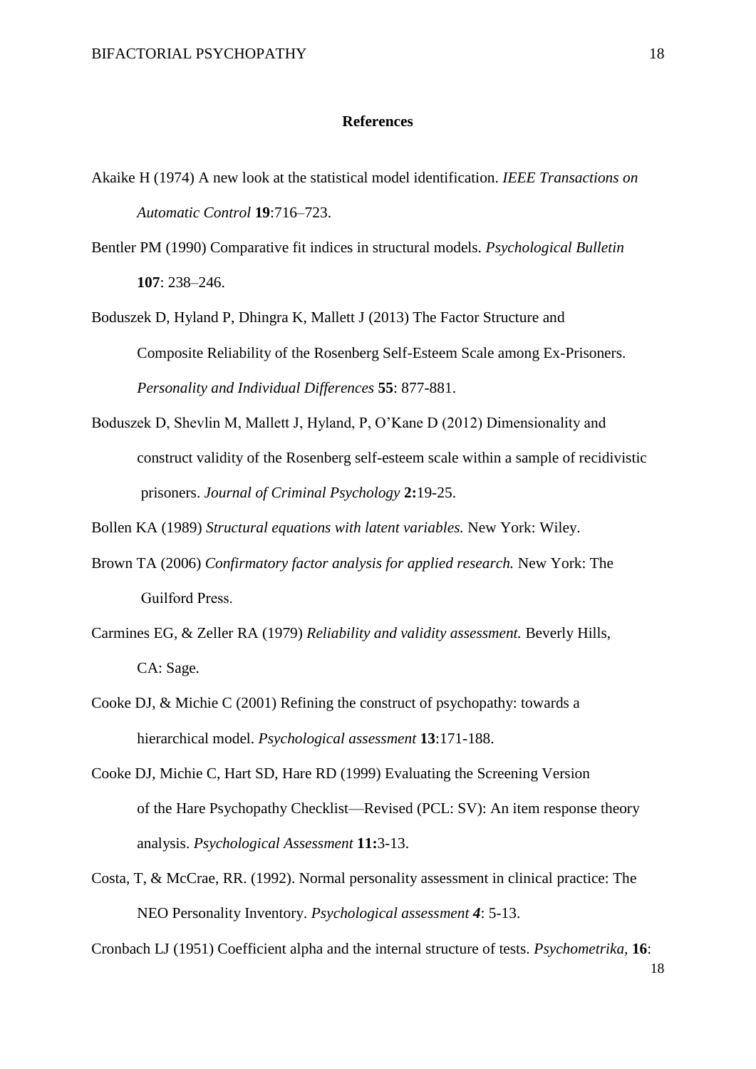**References**

Akaike H (1974) A new look at the statistical model identification. *IEEE Transactions on Automatic Control* **19**:716–723.

Bentler PM (1990) Comparative fit indices in structural models. *Psychological Bulletin* **107**: 238–246.

Boduszek D, Hyland P, Dhingra K, Mallett J (2013) The Factor Structure and Composite Reliability of the Rosenberg Self-Esteem Scale among Ex-Prisoners. *Personality and Individual Differences* **55**: 877-881.

Boduszek D, Shevlin M, Mallett J, Hyland, P, O'Kane D (2012) Dimensionality and construct validity of the Rosenberg self-esteem scale within a sample of recidivistic prisoners. *Journal of Criminal Psychology* **2:**19-25.

Bollen KA (1989) *Structural equations with latent variables.* New York: Wiley.

Brown TA (2006) *Confirmatory factor analysis for applied research.* New York: The Guilford Press.

Carmines EG, & Zeller RA (1979) *Reliability and validity assessment.* Beverly Hills, CA: Sage.

Cooke DJ, & Michie C (2001) Refining the construct of psychopathy: towards a hierarchical model. *Psychological assessment* **13**:171-188.

Cooke DJ, Michie C, Hart SD, Hare RD (1999) Evaluating the Screening Version of the Hare Psychopathy Checklist—Revised (PCL: SV): An item response theory analysis. *Psychological Assessment* **11:**3-13.

Costa, T, & McCrae, RR. (1992). Normal personality assessment in clinical practice: The NEO Personality Inventory. *Psychological assessment **4***: 5-13.

Cronbach LJ (1951) Coefficient alpha and the internal structure of tests. *Psychometrika,* **16**: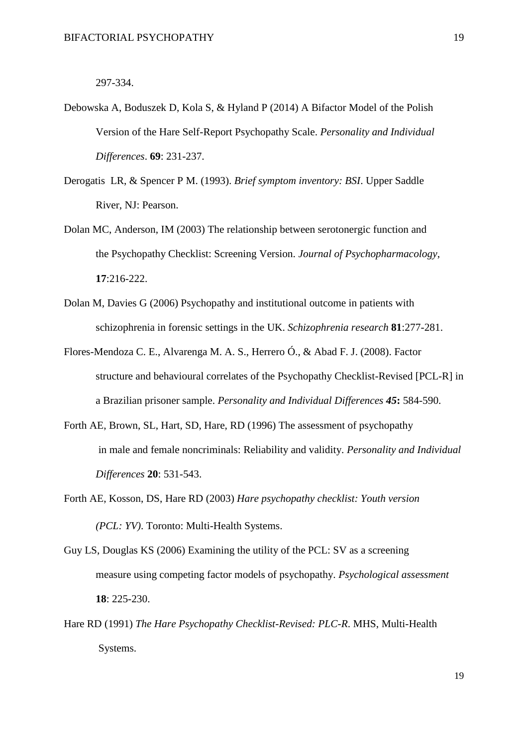297-334.

Debowska A, Boduszek D, Kola S, & Hyland P (2014) A Bifactor Model of the Polish Version of the Hare Self-Report Psychopathy Scale. *Personality and Individual Differences*. **69**: 231-237.

Derogatis LR, & Spencer P M. (1993). *Brief symptom inventory: BSI*. Upper Saddle River, NJ: Pearson.

Dolan MC, Anderson, IM (2003) The relationship between serotonergic function and the Psychopathy Checklist: Screening Version. *Journal of Psychopharmacology*, **17**:216-222.

Dolan M, Davies G (2006) Psychopathy and institutional outcome in patients with schizophrenia in forensic settings in the UK. *Schizophrenia research* **81**:277-281.

Flores-Mendoza C. E., Alvarenga M. A. S., Herrero Ó., & Abad F. J. (2008). Factor structure and behavioural correlates of the Psychopathy Checklist-Revised [PCL-R] in a Brazilian prisoner sample. *Personality and Individual Differences* ***45*****:** 584-590.

Forth AE, Brown, SL, Hart, SD, Hare, RD (1996) The assessment of psychopathy in male and female noncriminals: Reliability and validity. *Personality and Individual Differences* **20**: 531-543.

Forth AE, Kosson, DS, Hare RD (2003) *Hare psychopathy checklist: Youth version (PCL: YV)*. Toronto: Multi-Health Systems.

Guy LS, Douglas KS (2006) Examining the utility of the PCL: SV as a screening measure using competing factor models of psychopathy. *Psychological assessment* **18**: 225-230.

Hare RD (1991) *The Hare Psychopathy Checklist-Revised: PLC-R*. MHS, Multi-Health Systems.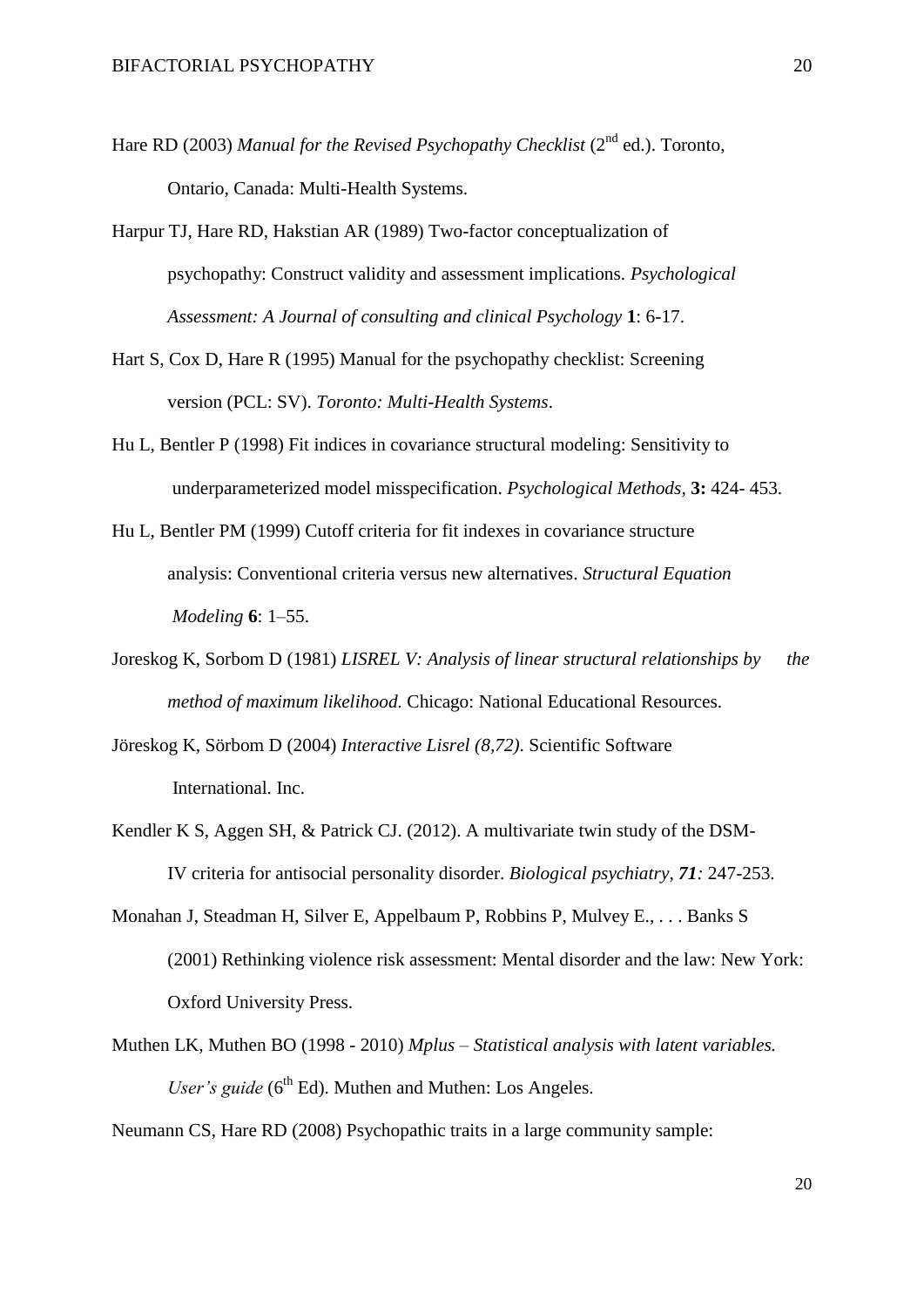Hare RD (2003) *Manual for the Revised Psychopathy Checklist* (2nd ed.). Toronto, Ontario, Canada: Multi-Health Systems.

Harpur TJ, Hare RD, Hakstian AR (1989) Two-factor conceptualization of psychopathy: Construct validity and assessment implications. *Psychological Assessment: A Journal of consulting and clinical Psychology* **1**: 6-17.

Hart S, Cox D, Hare R (1995) Manual for the psychopathy checklist: Screening version (PCL: SV). *Toronto: Multi-Health Systems*.

Hu L, Bentler P (1998) Fit indices in covariance structural modeling: Sensitivity to underparameterized model misspecification. *Psychological Methods,* **3:** 424- 453.

Hu L, Bentler PM (1999) Cutoff criteria for fit indexes in covariance structure analysis: Conventional criteria versus new alternatives. *Structural Equation Modeling* **6**: 1–55.

Joreskog K, Sorbom D (1981) *LISREL V: Analysis of linear structural relationships by the method of maximum likelihood.* Chicago: National Educational Resources.

Jöreskog K, Sörbom D (2004) *Interactive Lisrel (8,72)*. Scientific Software International. Inc.

Kendler K S, Aggen SH, & Patrick CJ. (2012). A multivariate twin study of the DSM-IV criteria for antisocial personality disorder. *Biological psychiatry*, ***71**:* 247-253.

Monahan J, Steadman H, Silver E, Appelbaum P, Robbins P, Mulvey E., . . . Banks S (2001) Rethinking violence risk assessment: Mental disorder and the law: New York: Oxford University Press.

Muthen LK, Muthen BO (1998 - 2010) *Mplus – Statistical analysis with latent variables. User's guide* (6th Ed). Muthen and Muthen: Los Angeles.

Neumann CS, Hare RD (2008) Psychopathic traits in a large community sample: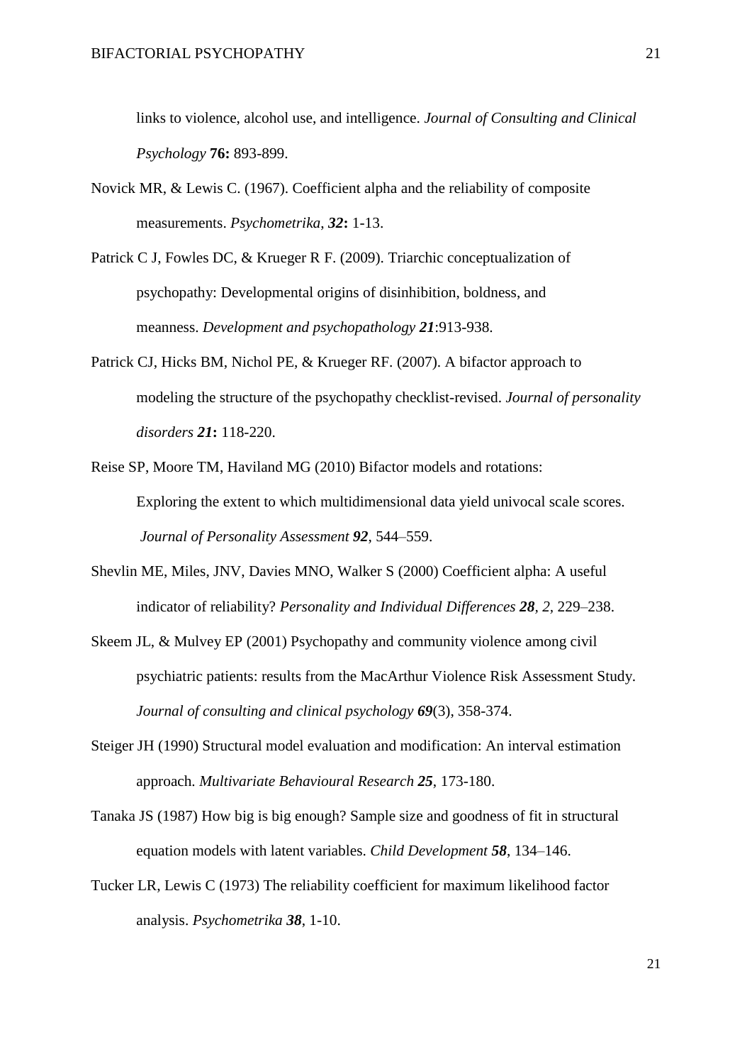links to violence, alcohol use, and intelligence. *Journal of Consulting and Clinical Psychology* **76:** 893-899.

Novick MR, & Lewis C. (1967). Coefficient alpha and the reliability of composite measurements. *Psychometrika*, ***32*:** 1-13.

Patrick C J, Fowles DC, & Krueger R F. (2009). Triarchic conceptualization of psychopathy: Developmental origins of disinhibition, boldness, and meanness. *Development and psychopathology **21***:913-938.

Patrick CJ, Hicks BM, Nichol PE, & Krueger RF. (2007). A bifactor approach to modeling the structure of the psychopathy checklist-revised. *Journal of personality disorders **21*:** 118-220.

Reise SP, Moore TM, Haviland MG (2010) Bifactor models and rotations: Exploring the extent to which multidimensional data yield univocal scale scores. *Journal of Personality Assessment **92***, 544–559.

Shevlin ME, Miles, JNV, Davies MNO, Walker S (2000) Coefficient alpha: A useful indicator of reliability? *Personality and Individual Differences **28**, 2*, 229–238.

Skeem JL, & Mulvey EP (2001) Psychopathy and community violence among civil psychiatric patients: results from the MacArthur Violence Risk Assessment Study. *Journal of consulting and clinical psychology **69***(3), 358-374.

Steiger JH (1990) Structural model evaluation and modification: An interval estimation approach. *Multivariate Behavioural Research **25***, 173-180.

Tanaka JS (1987) How big is big enough? Sample size and goodness of fit in structural equation models with latent variables. *Child Development **58***, 134–146.

Tucker LR, Lewis C (1973) The reliability coefficient for maximum likelihood factor analysis. *Psychometrika **38***, 1-10.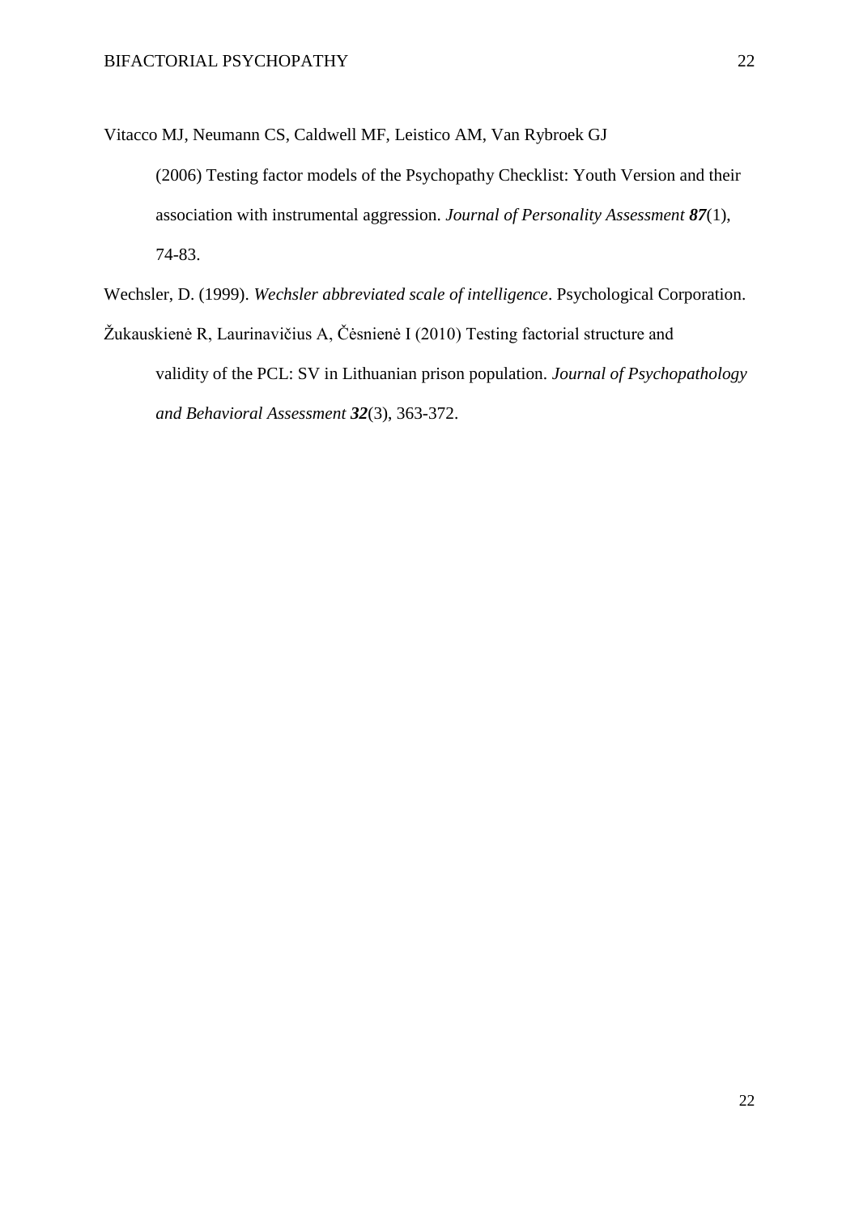Vitacco MJ, Neumann CS, Caldwell MF, Leistico AM, Van Rybroek GJ (2006) Testing factor models of the Psychopathy Checklist: Youth Version and their association with instrumental aggression. *Journal of Personality Assessment* ***87***(1), 74-83.

Wechsler, D. (1999). *Wechsler abbreviated scale of intelligence*. Psychological Corporation.

Žukauskienė R, Laurinavičius A, Čėsnienė I (2010) Testing factorial structure and validity of the PCL: SV in Lithuanian prison population. *Journal of Psychopathology and Behavioral Assessment* ***32***(3), 363-372.